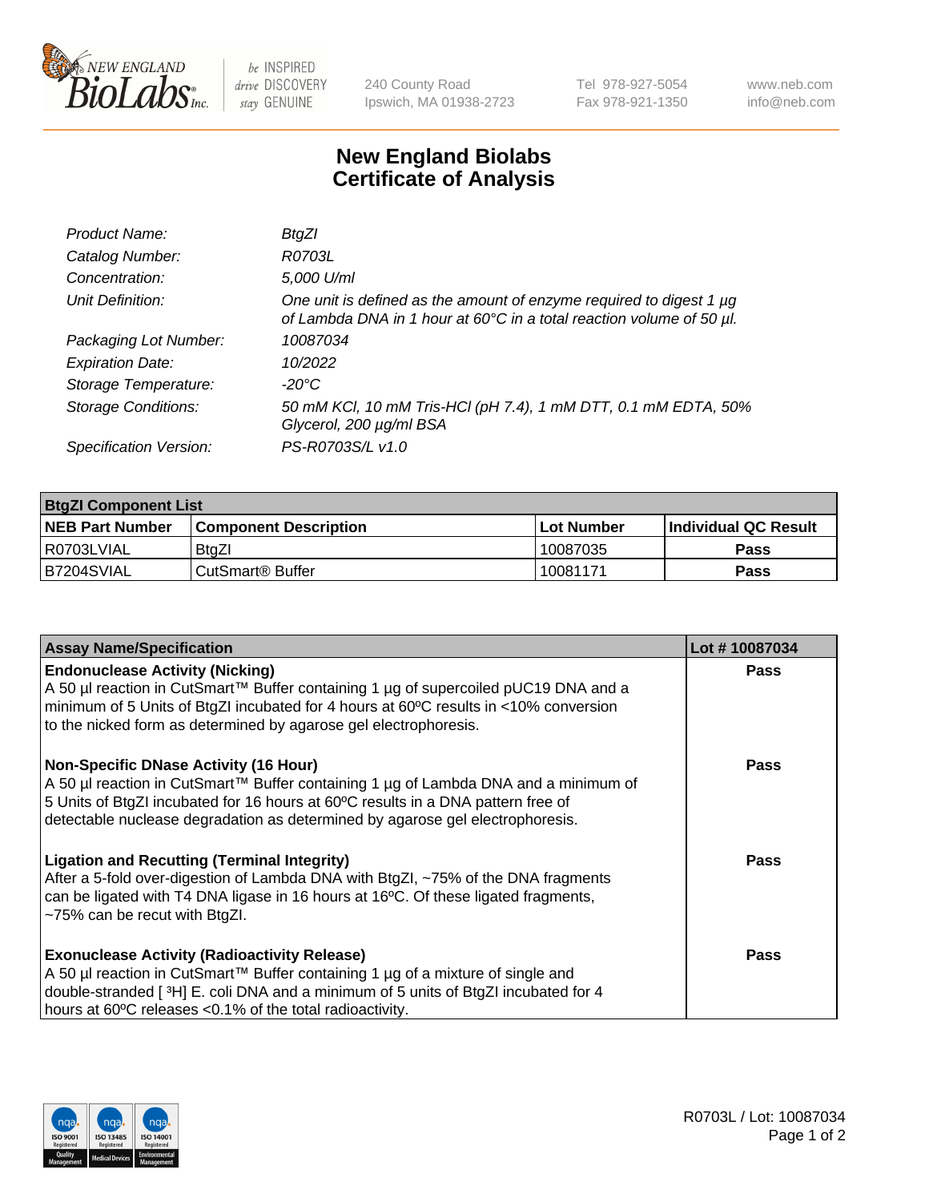# New England Biolabs Certificate of Analysis

| | |
|---|---|
| *Product Name:* | *BtgZI* |
| *Catalog Number:* | *R0703L* |
| *Concentration:* | *5,000 U/ml* |
| *Unit Definition:* | *One unit is defined as the amount of enzyme required to digest 1 µg of Lambda DNA in 1 hour at 60°C in a total reaction volume of 50 µl.* |
| *Packaging Lot Number:* | *10087034* |
| *Expiration Date:* | *10/2022* |
| *Storage Temperature:* | *-20°C* |
| *Storage Conditions:* | *50 mM KCl, 10 mM Tris-HCl (pH 7.4), 1 mM DTT, 0.1 mM EDTA, 50% Glycerol, 200 µg/ml BSA* |
| *Specification Version:* | *PS-R0703S/L v1.0* |

| BtgZI Component List | | | |
|---|---|---|---|
| **NEB Part Number** | **Component Description** | **Lot Number** | **Individual QC Result** |
| R0703LVIAL | BtgZI | 10087035 | **Pass** |
| B7204SVIAL | CutSmart® Buffer | 10081171 | **Pass** |

| Assay Name/Specification | Lot # 10087034 |
|---|---|
| **Endonuclease Activity (Nicking)** A 50 µl reaction in CutSmart™ Buffer containing 1 µg of supercoiled pUC19 DNA and a minimum of 5 Units of BtgZI incubated for 4 hours at 60ºC results in <10% conversion to the nicked form as determined by agarose gel electrophoresis. | **Pass** |
| **Non-Specific DNase Activity (16 Hour)** A 50 µl reaction in CutSmart™ Buffer containing 1 µg of Lambda DNA and a minimum of 5 Units of BtgZI incubated for 16 hours at 60ºC results in a DNA pattern free of detectable nuclease degradation as determined by agarose gel electrophoresis. | **Pass** |
| **Ligation and Recutting (Terminal Integrity)** After a 5-fold over-digestion of Lambda DNA with BtgZI, ~75% of the DNA fragments can be ligated with T4 DNA ligase in 16 hours at 16ºC. Of these ligated fragments, ~75% can be recut with BtgZI. | **Pass** |
| **Exonuclease Activity (Radioactivity Release)** A 50 µl reaction in CutSmart™ Buffer containing 1 µg of a mixture of single and double-stranded [$^3$H] E. coli DNA and a minimum of 5 units of BtgZI incubated for 4 hours at 60ºC releases <0.1% of the total radioactivity. | **Pass** |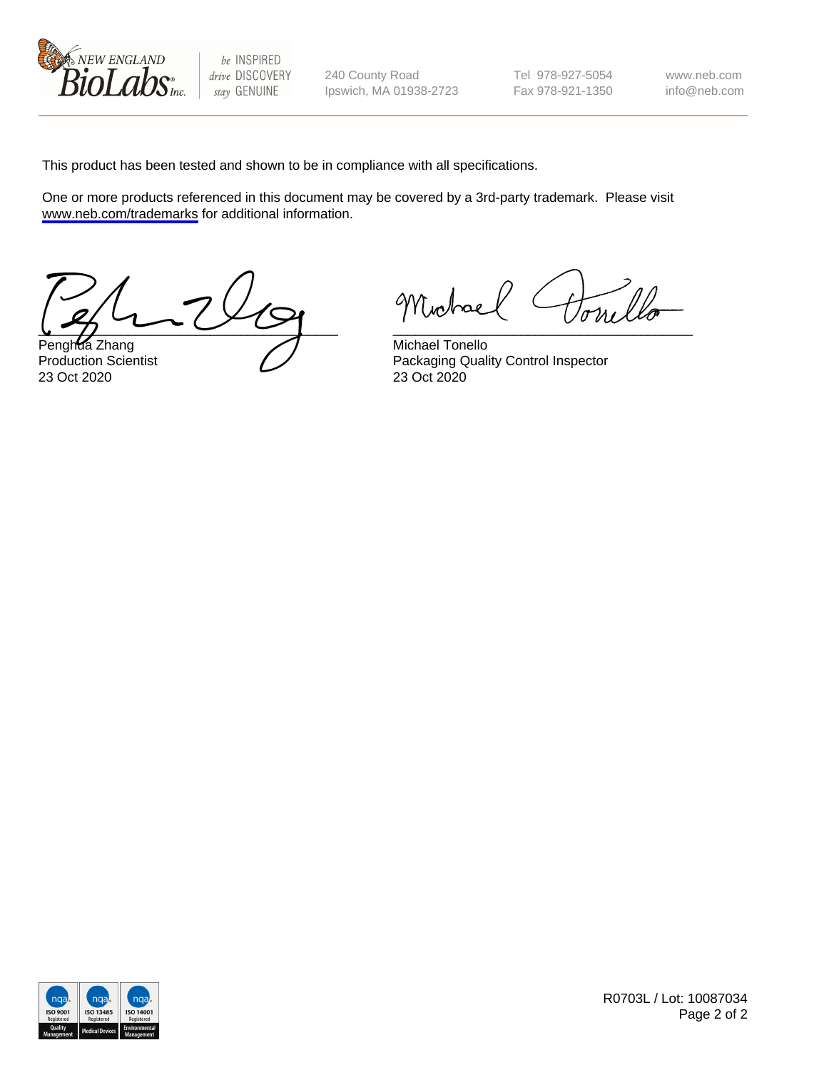This product has been tested and shown to be in compliance with all specifications.

One or more products referenced in this document may be covered by a 3rd-party trademark. Please visit www.neb.com/trademarks for additional information.

Penghua Zhang
Production Scientist
23 Oct 2020

Michael Tonello
Packaging Quality Control Inspector
23 Oct 2020

R0703L / Lot: 10087034